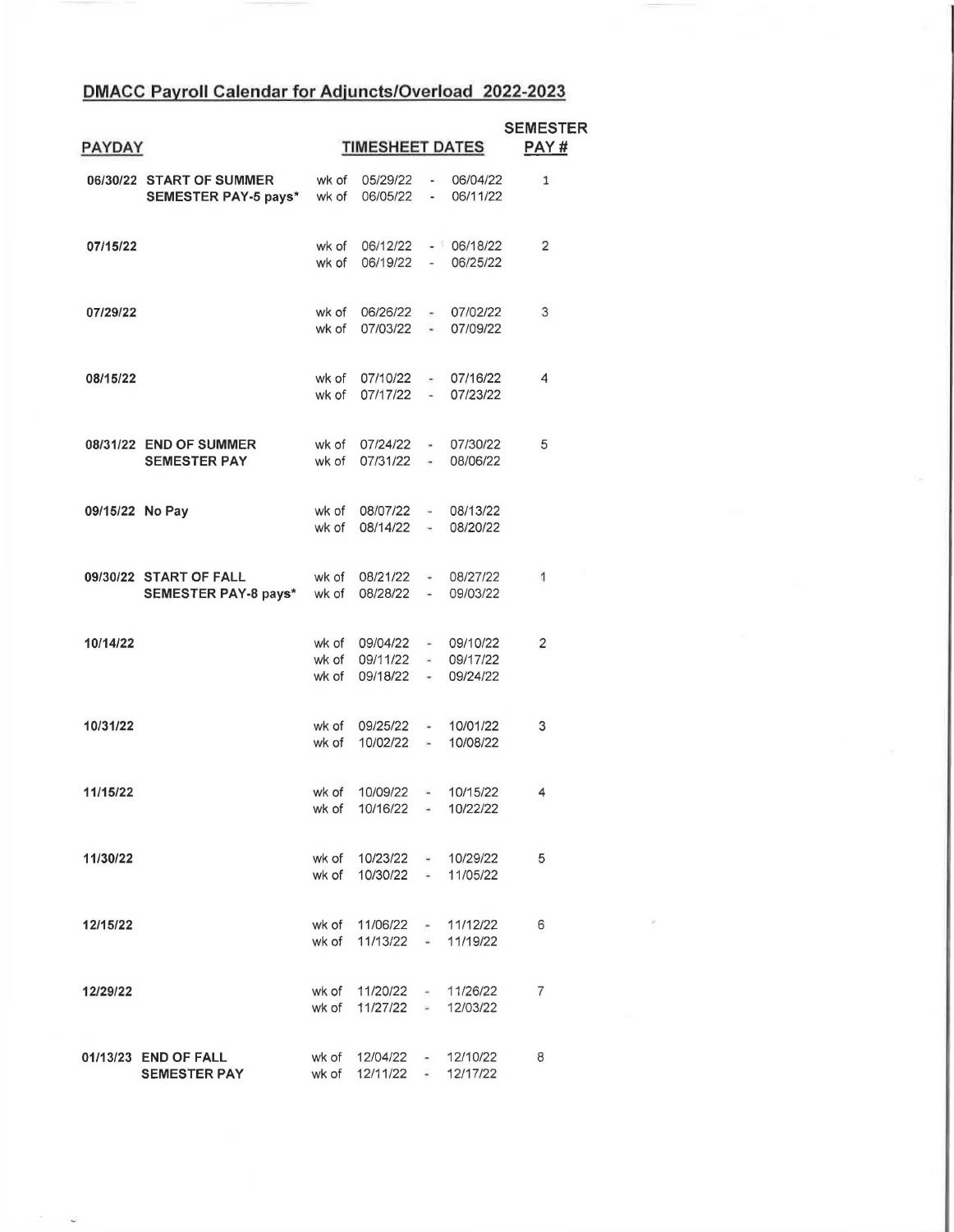## DMACC Payroll Calendar for Adjuncts/Overload 2022-2023

| PAYDAY | | TIMESHEET DATES | SEMESTER PAY # |
|---|---|---|---|
| 06/30/22 | START OF SUMMER SEMESTER PAY-5 pays* | wk of 05/29/22 - 06/04/22<br>wk of 06/05/22 - 06/11/22 | 1 |
| 07/15/22 | | wk of 06/12/22 - 06/18/22<br>wk of 06/19/22 - 06/25/22 | 2 |
| 07/29/22 | | wk of 06/26/22 - 07/02/22<br>wk of 07/03/22 - 07/09/22 | 3 |
| 08/15/22 | | wk of 07/10/22 - 07/16/22<br>wk of 07/17/22 - 07/23/22 | 4 |
| 08/31/22 | END OF SUMMER SEMESTER PAY | wk of 07/24/22 - 07/30/22<br>wk of 07/31/22 - 08/06/22 | 5 |
| 09/15/22 | No Pay | wk of 08/07/22 - 08/13/22<br>wk of 08/14/22 - 08/20/22 | |
| 09/30/22 | START OF FALL SEMESTER PAY-8 pays* | wk of 08/21/22 - 08/27/22<br>wk of 08/28/22 - 09/03/22 | 1 |
| 10/14/22 | | wk of 09/04/22 - 09/10/22<br>wk of 09/11/22 - 09/17/22<br>wk of 09/18/22 - 09/24/22 | 2 |
| 10/31/22 | | wk of 09/25/22 - 10/01/22<br>wk of 10/02/22 - 10/08/22 | 3 |
| 11/15/22 | | wk of 10/09/22 - 10/15/22<br>wk of 10/16/22 - 10/22/22 | 4 |
| 11/30/22 | | wk of 10/23/22 - 10/29/22<br>wk of 10/30/22 - 11/05/22 | 5 |
| 12/15/22 | | wk of 11/06/22 - 11/12/22<br>wk of 11/13/22 - 11/19/22 | 6 |
| 12/29/22 | | wk of 11/20/22 - 11/26/22<br>wk of 11/27/22 - 12/03/22 | 7 |
| 01/13/23 | END OF FALL SEMESTER PAY | wk of 12/04/22 - 12/10/22<br>wk of 12/11/22 - 12/17/22 | 8 |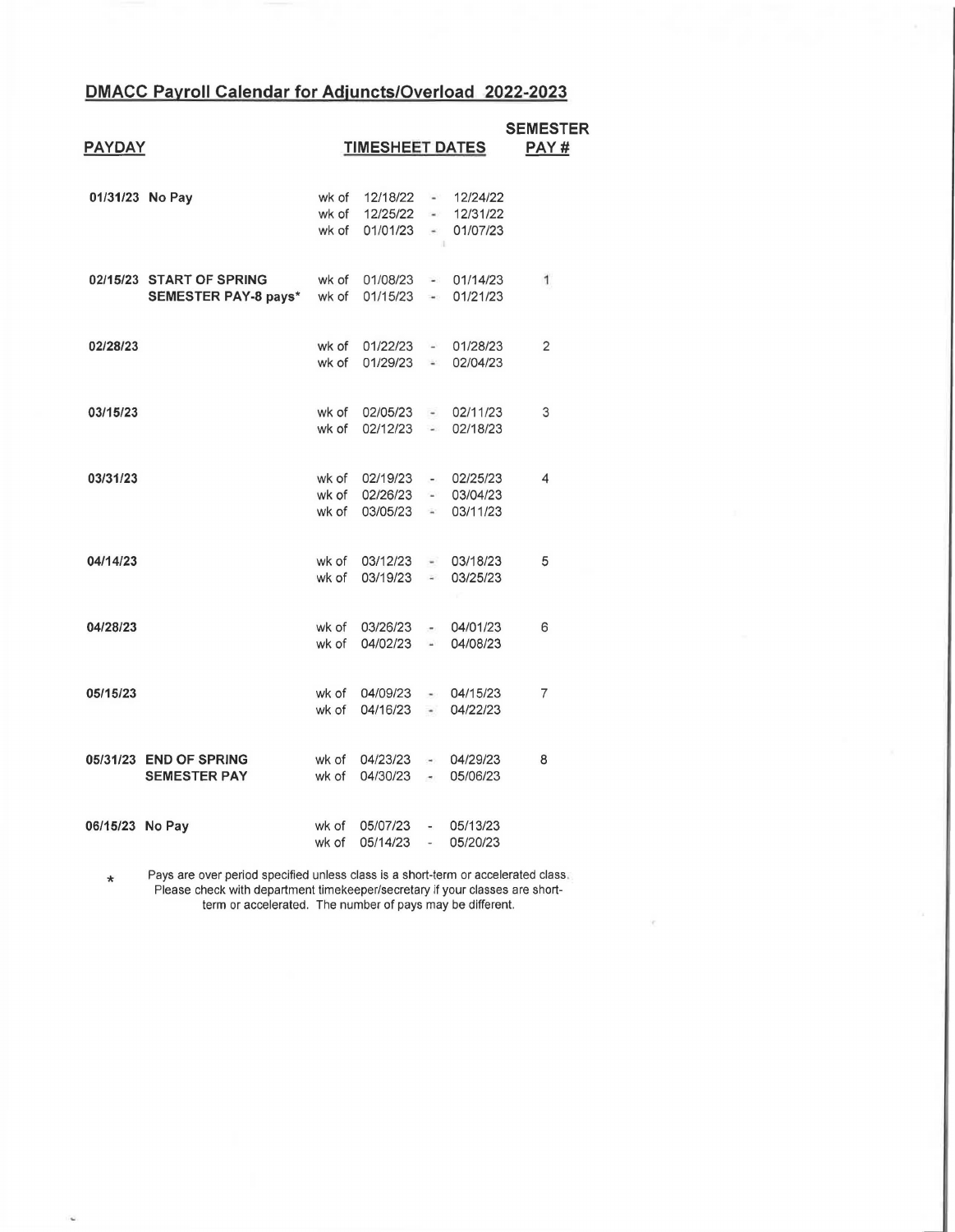## DMACC Payroll Calendar for Adjuncts/Overload 2022-2023

| PAYDAY | | TIMESHEET DATES | SEMESTER PAY # |
|---|---|---|---|
| 01/31/23 | No Pay | wk of 12/18/22 - 12/24/22<br>wk of 12/25/22 - 12/31/22<br>wk of 01/01/23 - 01/07/23 | |
| 02/15/23 | START OF SPRING SEMESTER PAY-8 pays* | wk of 01/08/23 - 01/14/23<br>wk of 01/15/23 - 01/21/23 | 1 |
| 02/28/23 | | wk of 01/22/23 - 01/28/23<br>wk of 01/29/23 - 02/04/23 | 2 |
| 03/15/23 | | wk of 02/05/23 - 02/11/23<br>wk of 02/12/23 - 02/18/23 | 3 |
| 03/31/23 | | wk of 02/19/23 - 02/25/23<br>wk of 02/26/23 - 03/04/23<br>wk of 03/05/23 - 03/11/23 | 4 |
| 04/14/23 | | wk of 03/12/23 - 03/18/23<br>wk of 03/19/23 - 03/25/23 | 5 |
| 04/28/23 | | wk of 03/26/23 - 04/01/23<br>wk of 04/02/23 - 04/08/23 | 6 |
| 05/15/23 | | wk of 04/09/23 - 04/15/23<br>wk of 04/16/23 - 04/22/23 | 7 |
| 05/31/23 | END OF SPRING SEMESTER PAY | wk of 04/23/23 - 04/29/23<br>wk of 04/30/23 - 05/06/23 | 8 |
| 06/15/23 | No Pay | wk of 05/07/23 - 05/13/23<br>wk of 05/14/23 - 05/20/23 | |

* Pays are over period specified unless class is a short-term or accelerated class. Please check with department timekeeper/secretary if your classes are short-term or accelerated. The number of pays may be different.